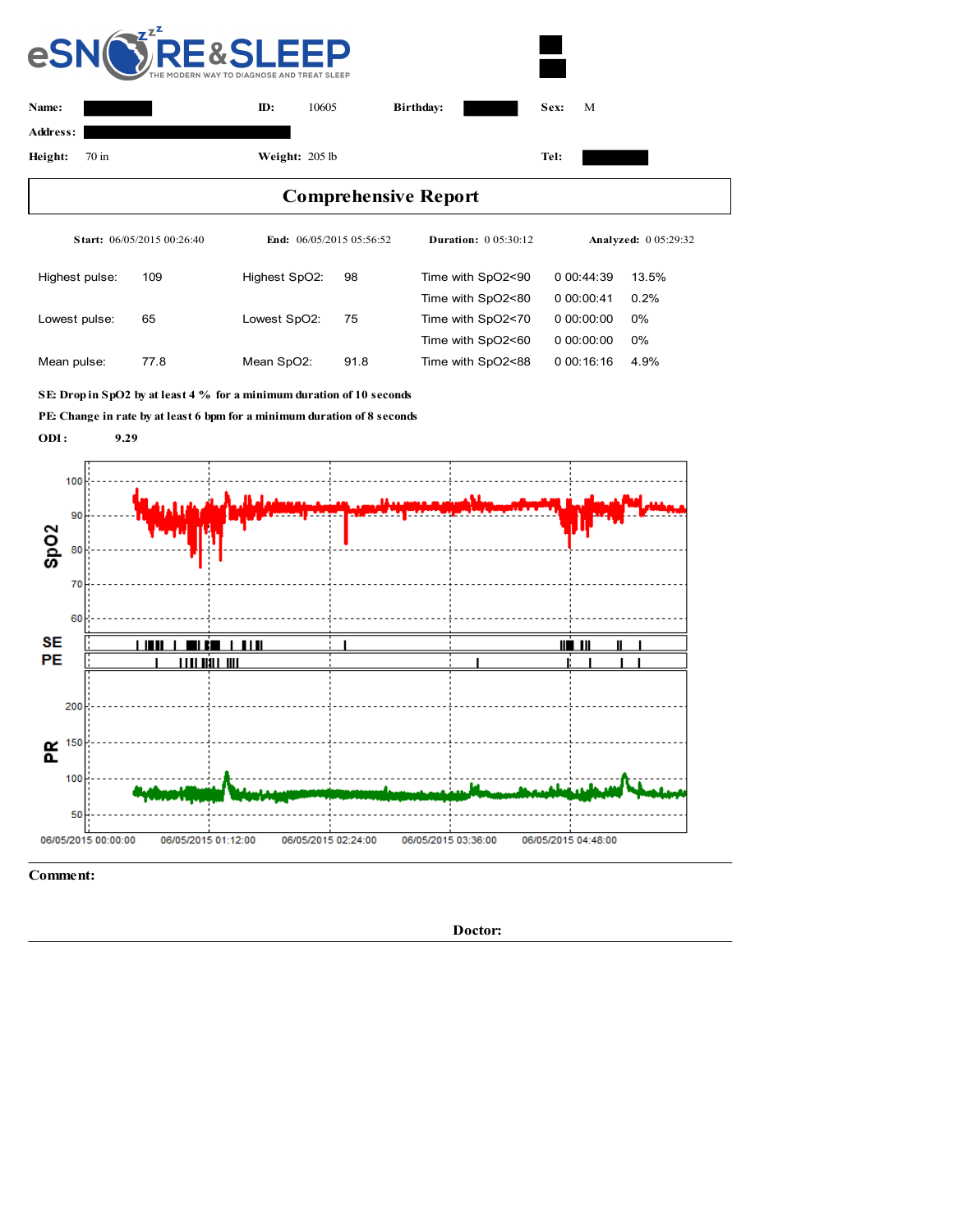eSNORE&SLEEP
THE MODERN WAY TO DIAGNOSE AND TREAT SLEEP

**Name:** ████ **ID:** 10605 **Birthday:** ████ **Sex:** M

**Address:** ████

**Height:** 70 in **Weight:** 205 lb **Tel:** ████

# Comprehensive Report

**Start:** 06/05/2015 00:26:40 **End:** 06/05/2015 05:56:52 **Duration:** 0 05:30:12 **Analyzed:** 0 05:29:32

| | | | | | | |
|---|---|---|---|---|---|---|
| Highest pulse: | 109 | Highest SpO2: | 98 | Time with SpO2<90 | 0 00:44:39 | 13.5% |
| | | | | Time with SpO2<80 | 0 00:00:41 | 0.2% |
| Lowest pulse: | 65 | Lowest SpO2: | 75 | Time with SpO2<70 | 0 00:00:00 | 0% |
| | | | | Time with SpO2<60 | 0 00:00:00 | 0% |
| Mean pulse: | 77.8 | Mean SpO2: | 91.8 | Time with SpO2<88 | 0 00:16:16 | 4.9% |

**SE: Drop in SpO2 by at least 4 % for a minimum duration of 10 seconds**

**PE: Change in rate by at least 6 bpm for a minimum duration of 8 seconds**

**ODI:** 9.29

SpO2

SE

PE

PR

06/05/2015 00:00:00 06/05/2015 01:12:00 06/05/2015 02:24:00 06/05/2015 03:36:00 06/05/2015 04:48:00

**Comment:**

**Doctor:**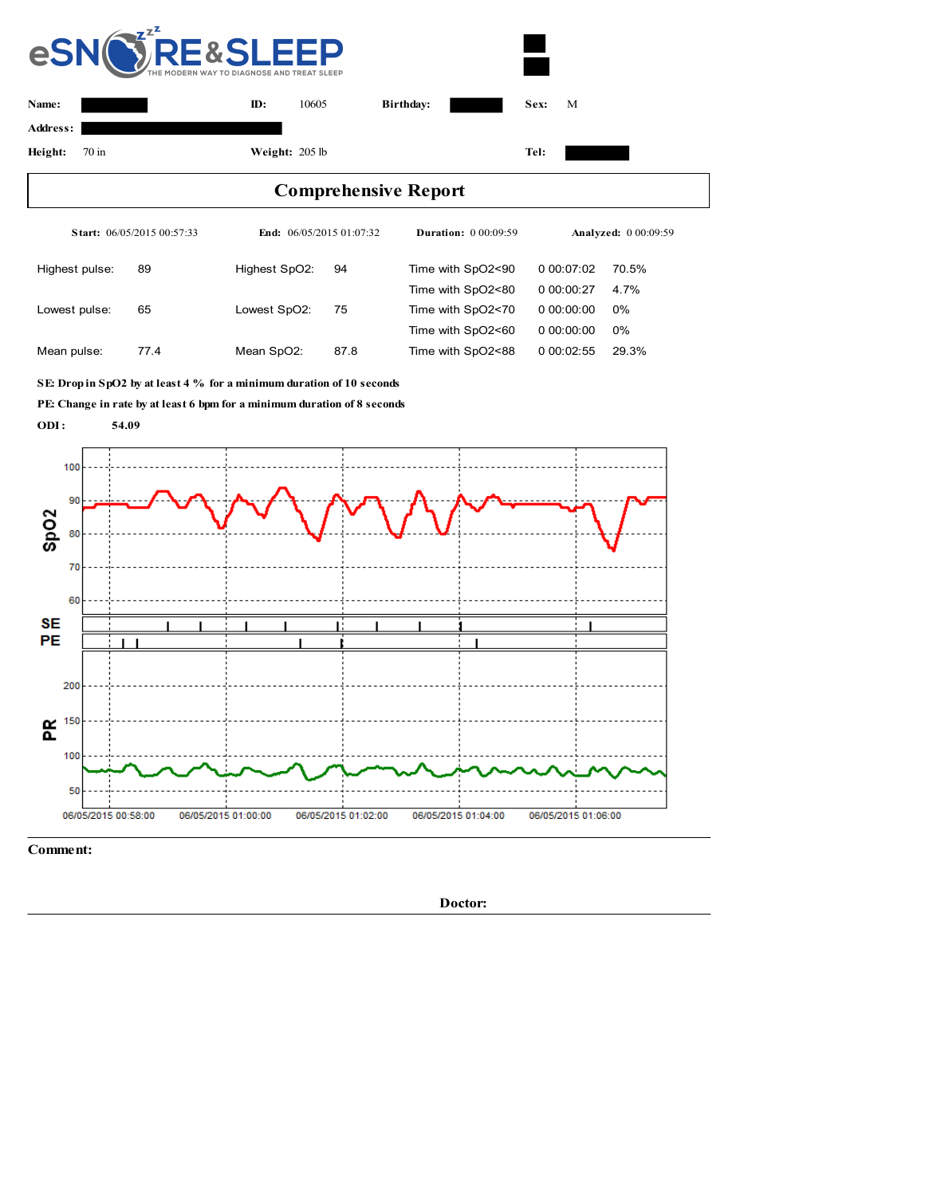**eSNORE&SLEEP** — THE MODERN WAY TO DIAGNOSE AND TREAT SLEEP

| **Name:** | ████ | **ID:** | 10605 | **Birthday:** | ████ | **Sex:** | M |
|---|---|---|---|---|---|---|---|
| **Address:** | ████ | | | | | | |
| **Height:** | 70 in | **Weight:** | 205 lb | | | **Tel:** | ████ |

# Comprehensive Report

**Start:** 06/05/2015 00:57:33 **End:** 06/05/2015 01:07:32 **Duration:** 0 00:09:59 **Analyzed:** 0 00:09:59

| | | | | | | |
|---|---|---|---|---|---|---|
| Highest pulse: | 89 | Highest SpO2: | 94 | Time with SpO2<90 | 0 00:07:02 | 70.5% |
| | | | | Time with SpO2<80 | 0 00:00:27 | 4.7% |
| Lowest pulse: | 65 | Lowest SpO2: | 75 | Time with SpO2<70 | 0 00:00:00 | 0% |
| | | | | Time with SpO2<60 | 0 00:00:00 | 0% |
| Mean pulse: | 77.4 | Mean SpO2: | 87.8 | Time with SpO2<88 | 0 00:02:55 | 29.3% |

**SE: Drop in SpO2 by at least 4 % for a minimum duration of 10 seconds**

**PE: Change in rate by at least 6 bpm for a minimum duration of 8 seconds**

**ODI: 54.09**

**Comment:**

**Doctor:**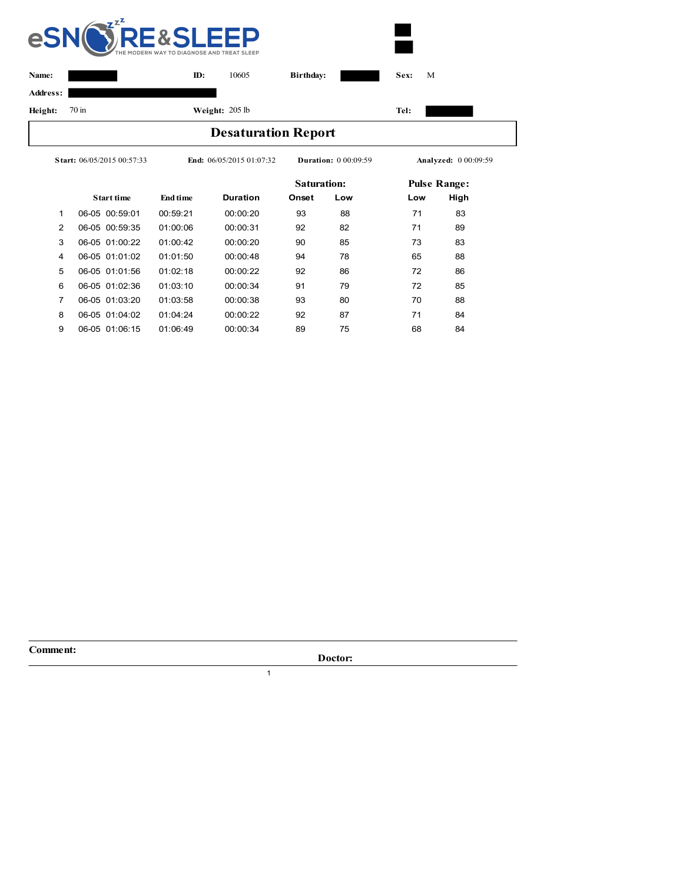eSNORE&SLEEP
THE MODERN WAY TO DIAGNOSE AND TREAT SLEEP

**Name:** **ID:** 10605 **Birthday:** **Sex:** M

**Address:**

**Height:** 70 in **Weight:** 205 lb **Tel:**

# Desaturation Report

**Start:** 06/05/2015 00:57:33 **End:** 06/05/2015 01:07:32 **Duration:** 0 00:09:59 **Analyzed:** 0 00:09:59

| | | | | Saturation: | | Pulse Range: | |
|---|---|---|---|---|---|---|---|
| | Start time | End time | Duration | Onset | Low | Low | High |
| 1 | 06-05 00:59:01 | 00:59:21 | 00:00:20 | 93 | 88 | 71 | 83 |
| 2 | 06-05 00:59:35 | 01:00:06 | 00:00:31 | 92 | 82 | 71 | 89 |
| 3 | 06-05 01:00:22 | 01:00:42 | 00:00:20 | 90 | 85 | 73 | 83 |
| 4 | 06-05 01:01:02 | 01:01:50 | 00:00:48 | 94 | 78 | 65 | 88 |
| 5 | 06-05 01:01:56 | 01:02:18 | 00:00:22 | 92 | 86 | 72 | 86 |
| 6 | 06-05 01:02:36 | 01:03:10 | 00:00:34 | 91 | 79 | 72 | 85 |
| 7 | 06-05 01:03:20 | 01:03:58 | 00:00:38 | 93 | 80 | 70 | 88 |
| 8 | 06-05 01:04:02 | 01:04:24 | 00:00:22 | 92 | 87 | 71 | 84 |
| 9 | 06-05 01:06:15 | 01:06:49 | 00:00:34 | 89 | 75 | 68 | 84 |

**Comment:**

**Doctor:**